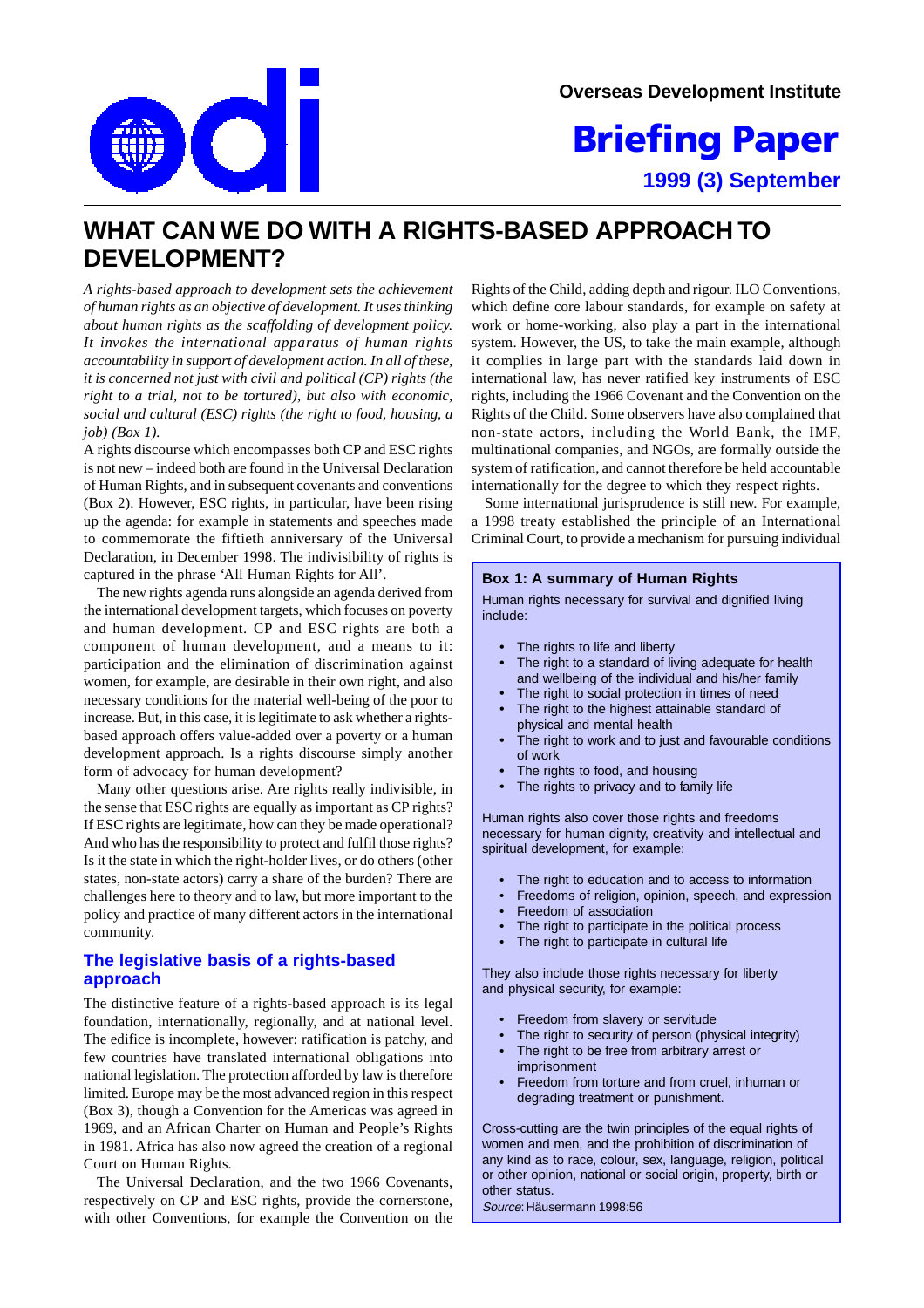Overseas Development Institute

# Briefing Paper

**1999 (3) September**

# WHAT CAN WE DO WITH A RIGHTS-BASED APPROACH TO DEVELOPMENT?

*A rights-based approach to development sets the achievement of human rights as an objective of development. It uses thinking about human rights as the scaffolding of development policy. It invokes the international apparatus of human rights accountability in support of development action. In all of these, it is concerned not just with civil and political (CP) rights (the right to a trial, not to be tortured), but also with economic, social and cultural (ESC) rights (the right to food, housing, a job) (Box 1).*

A rights discourse which encompasses both CP and ESC rights is not new – indeed both are found in the Universal Declaration of Human Rights, and in subsequent covenants and conventions (Box 2). However, ESC rights, in particular, have been rising up the agenda: for example in statements and speeches made to commemorate the fiftieth anniversary of the Universal Declaration, in December 1998. The indivisibility of rights is captured in the phrase 'All Human Rights for All'.

The new rights agenda runs alongside an agenda derived from the international development targets, which focuses on poverty and human development. CP and ESC rights are both a component of human development, and a means to it: participation and the elimination of discrimination against women, for example, are desirable in their own right, and also necessary conditions for the material well-being of the poor to increase. But, in this case, it is legitimate to ask whether a rights-based approach offers value-added over a poverty or a human development approach. Is a rights discourse simply another form of advocacy for human development?

Many other questions arise. Are rights really indivisible, in the sense that ESC rights are equally as important as CP rights? If ESC rights are legitimate, how can they be made operational? And who has the responsibility to protect and fulfil those rights? Is it the state in which the right-holder lives, or do others (other states, non-state actors) carry a share of the burden? There are challenges here to theory and to law, but more important to the policy and practice of many different actors in the international community.

## The legislative basis of a rights-based approach

The distinctive feature of a rights-based approach is its legal foundation, internationally, regionally, and at national level. The edifice is incomplete, however: ratification is patchy, and few countries have translated international obligations into national legislation. The protection afforded by law is therefore limited. Europe may be the most advanced region in this respect (Box 3), though a Convention for the Americas was agreed in 1969, and an African Charter on Human and People's Rights in 1981. Africa has also now agreed the creation of a regional Court on Human Rights.

The Universal Declaration, and the two 1966 Covenants, respectively on CP and ESC rights, provide the cornerstone, with other Conventions, for example the Convention on the Rights of the Child, adding depth and rigour. ILO Conventions, which define core labour standards, for example on safety at work or home-working, also play a part in the international system. However, the US, to take the main example, although it complies in large part with the standards laid down in international law, has never ratified key instruments of ESC rights, including the 1966 Covenant and the Convention on the Rights of the Child. Some observers have also complained that non-state actors, including the World Bank, the IMF, multinational companies, and NGOs, are formally outside the system of ratification, and cannot therefore be held accountable internationally for the degree to which they respect rights.

Some international jurisprudence is still new. For example, a 1998 treaty established the principle of an International Criminal Court, to provide a mechanism for pursuing individual

> **Box 1: A summary of Human Rights**
>
> Human rights necessary for survival and dignified living include:
>
> - The rights to life and liberty
> - The right to a standard of living adequate for health and wellbeing of the individual and his/her family
> - The right to social protection in times of need
> - The right to the highest attainable standard of physical and mental health
> - The right to work and to just and favourable conditions of work
> - The rights to food, and housing
> - The rights to privacy and to family life
>
> Human rights also cover those rights and freedoms necessary for human dignity, creativity and intellectual and spiritual development, for example:
>
> - The right to education and to access to information
> - Freedoms of religion, opinion, speech, and expression
> - Freedom of association
> - The right to participate in the political process
> - The right to participate in cultural life
>
> They also include those rights necessary for liberty and physical security, for example:
>
> - Freedom from slavery or servitude
> - The right to security of person (physical integrity)
> - The right to be free from arbitrary arrest or imprisonment
> - Freedom from torture and from cruel, inhuman or degrading treatment or punishment.
>
> Cross-cutting are the twin principles of the equal rights of women and men, and the prohibition of discrimination of any kind as to race, colour, sex, language, religion, political or other opinion, national or social origin, property, birth or other status.
>
> *Source*: Häusermann 1998:56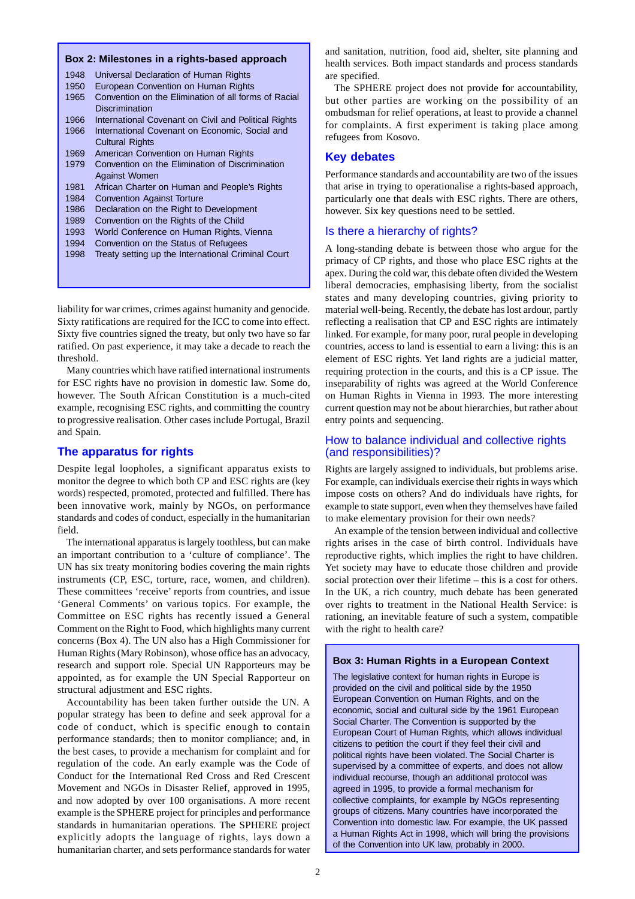### Box 2: Milestones in a rights-based approach

- 1948 Universal Declaration of Human Rights
- 1950 European Convention on Human Rights
- 1965 Convention on the Elimination of all forms of Racial Discrimination
- 1966 International Covenant on Civil and Political Rights
- 1966 International Covenant on Economic, Social and Cultural Rights
- 1969 American Convention on Human Rights
- 1979 Convention on the Elimination of Discrimination Against Women
- 1981 African Charter on Human and People's Rights
- 1984 Convention Against Torture
- 1986 Declaration on the Right to Development
- 1989 Convention on the Rights of the Child
- 1993 World Conference on Human Rights, Vienna
- 1994 Convention on the Status of Refugees
- 1998 Treaty setting up the International Criminal Court

liability for war crimes, crimes against humanity and genocide. Sixty ratifications are required for the ICC to come into effect. Sixty five countries signed the treaty, but only two have so far ratified. On past experience, it may take a decade to reach the threshold.

Many countries which have ratified international instruments for ESC rights have no provision in domestic law. Some do, however. The South African Constitution is a much-cited example, recognising ESC rights, and committing the country to progressive realisation. Other cases include Portugal, Brazil and Spain.

## The apparatus for rights

Despite legal loopholes, a significant apparatus exists to monitor the degree to which both CP and ESC rights are (key words) respected, promoted, protected and fulfilled. There has been innovative work, mainly by NGOs, on performance standards and codes of conduct, especially in the humanitarian field.

The international apparatus is largely toothless, but can make an important contribution to a 'culture of compliance'. The UN has six treaty monitoring bodies covering the main rights instruments (CP, ESC, torture, race, women, and children). These committees 'receive' reports from countries, and issue 'General Comments' on various topics. For example, the Committee on ESC rights has recently issued a General Comment on the Right to Food, which highlights many current concerns (Box 4). The UN also has a High Commissioner for Human Rights (Mary Robinson), whose office has an advocacy, research and support role. Special UN Rapporteurs may be appointed, as for example the UN Special Rapporteur on structural adjustment and ESC rights.

Accountability has been taken further outside the UN. A popular strategy has been to define and seek approval for a code of conduct, which is specific enough to contain performance standards; then to monitor compliance; and, in the best cases, to provide a mechanism for complaint and for regulation of the code. An early example was the Code of Conduct for the International Red Cross and Red Crescent Movement and NGOs in Disaster Relief, approved in 1995, and now adopted by over 100 organisations. A more recent example is the SPHERE project for principles and performance standards in humanitarian operations. The SPHERE project explicitly adopts the language of rights, lays down a humanitarian charter, and sets performance standards for water and sanitation, nutrition, food aid, shelter, site planning and health services. Both impact standards and process standards are specified.

The SPHERE project does not provide for accountability, but other parties are working on the possibility of an ombudsman for relief operations, at least to provide a channel for complaints. A first experiment is taking place among refugees from Kosovo.

## Key debates

Performance standards and accountability are two of the issues that arise in trying to operationalise a rights-based approach, particularly one that deals with ESC rights. There are others, however. Six key questions need to be settled.

### Is there a hierarchy of rights?

A long-standing debate is between those who argue for the primacy of CP rights, and those who place ESC rights at the apex. During the cold war, this debate often divided the Western liberal democracies, emphasising liberty, from the socialist states and many developing countries, giving priority to material well-being. Recently, the debate has lost ardour, partly reflecting a realisation that CP and ESC rights are intimately linked. For example, for many poor, rural people in developing countries, access to land is essential to earn a living: this is an element of ESC rights. Yet land rights are a judicial matter, requiring protection in the courts, and this is a CP issue. The inseparability of rights was agreed at the World Conference on Human Rights in Vienna in 1993. The more interesting current question may not be about hierarchies, but rather about entry points and sequencing.

### How to balance individual and collective rights (and responsibilities)?

Rights are largely assigned to individuals, but problems arise. For example, can individuals exercise their rights in ways which impose costs on others? And do individuals have rights, for example to state support, even when they themselves have failed to make elementary provision for their own needs?

An example of the tension between individual and collective rights arises in the case of birth control. Individuals have reproductive rights, which implies the right to have children. Yet society may have to educate those children and provide social protection over their lifetime – this is a cost for others. In the UK, a rich country, much debate has been generated over rights to treatment in the National Health Service: is rationing, an inevitable feature of such a system, compatible with the right to health care?

### Box 3: Human Rights in a European Context

The legislative context for human rights in Europe is provided on the civil and political side by the 1950 European Convention on Human Rights, and on the economic, social and cultural side by the 1961 European Social Charter. The Convention is supported by the European Court of Human Rights, which allows individual citizens to petition the court if they feel their civil and political rights have been violated. The Social Charter is supervised by a committee of experts, and does not allow individual recourse, though an additional protocol was agreed in 1995, to provide a formal mechanism for collective complaints, for example by NGOs representing groups of citizens. Many countries have incorporated the Convention into domestic law. For example, the UK passed a Human Rights Act in 1998, which will bring the provisions of the Convention into UK law, probably in 2000.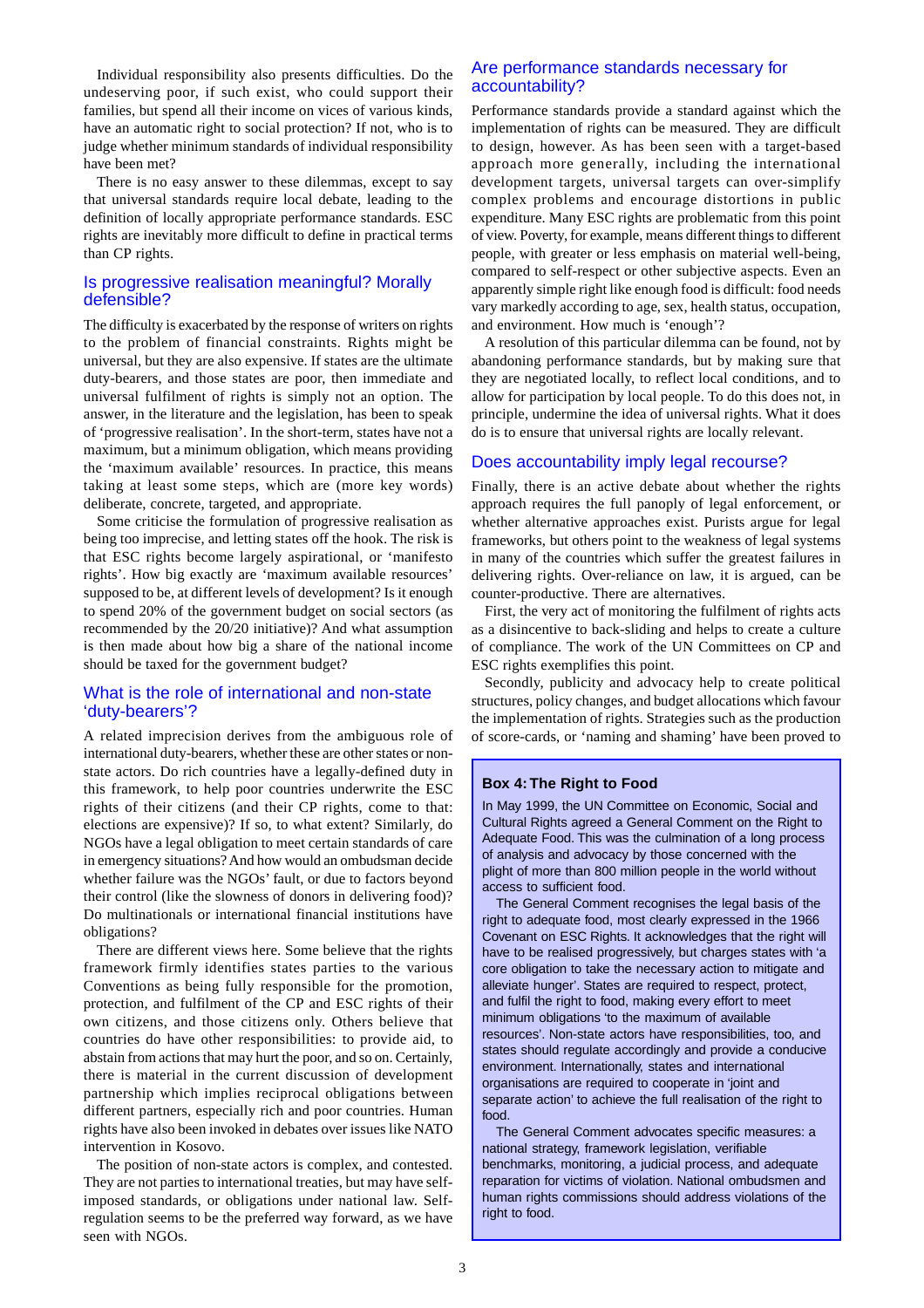Individual responsibility also presents difficulties. Do the undeserving poor, if such exist, who could support their families, but spend all their income on vices of various kinds, have an automatic right to social protection? If not, who is to judge whether minimum standards of individual responsibility have been met?

There is no easy answer to these dilemmas, except to say that universal standards require local debate, leading to the definition of locally appropriate performance standards. ESC rights are inevitably more difficult to define in practical terms than CP rights.

## Is progressive realisation meaningful? Morally defensible?

The difficulty is exacerbated by the response of writers on rights to the problem of financial constraints. Rights might be universal, but they are also expensive. If states are the ultimate duty-bearers, and those states are poor, then immediate and universal fulfilment of rights is simply not an option. The answer, in the literature and the legislation, has been to speak of 'progressive realisation'. In the short-term, states have not a maximum, but a minimum obligation, which means providing the 'maximum available' resources. In practice, this means taking at least some steps, which are (more key words) deliberate, concrete, targeted, and appropriate.

Some criticise the formulation of progressive realisation as being too imprecise, and letting states off the hook. The risk is that ESC rights become largely aspirational, or 'manifesto rights'. How big exactly are 'maximum available resources' supposed to be, at different levels of development? Is it enough to spend 20% of the government budget on social sectors (as recommended by the 20/20 initiative)? And what assumption is then made about how big a share of the national income should be taxed for the government budget?

## What is the role of international and non-state 'duty-bearers'?

A related imprecision derives from the ambiguous role of international duty-bearers, whether these are other states or non-state actors. Do rich countries have a legally-defined duty in this framework, to help poor countries underwrite the ESC rights of their citizens (and their CP rights, come to that: elections are expensive)? If so, to what extent? Similarly, do NGOs have a legal obligation to meet certain standards of care in emergency situations? And how would an ombudsman decide whether failure was the NGOs' fault, or due to factors beyond their control (like the slowness of donors in delivering food)? Do multinationals or international financial institutions have obligations?

There are different views here. Some believe that the rights framework firmly identifies states parties to the various Conventions as being fully responsible for the promotion, protection, and fulfilment of the CP and ESC rights of their own citizens, and those citizens only. Others believe that countries do have other responsibilities: to provide aid, to abstain from actions that may hurt the poor, and so on. Certainly, there is material in the current discussion of development partnership which implies reciprocal obligations between different partners, especially rich and poor countries. Human rights have also been invoked in debates over issues like NATO intervention in Kosovo.

The position of non-state actors is complex, and contested. They are not parties to international treaties, but may have self-imposed standards, or obligations under national law. Self-regulation seems to be the preferred way forward, as we have seen with NGOs.

## Are performance standards necessary for accountability?

Performance standards provide a standard against which the implementation of rights can be measured. They are difficult to design, however. As has been seen with a target-based approach more generally, including the international development targets, universal targets can over-simplify complex problems and encourage distortions in public expenditure. Many ESC rights are problematic from this point of view. Poverty, for example, means different things to different people, with greater or less emphasis on material well-being, compared to self-respect or other subjective aspects. Even an apparently simple right like enough food is difficult: food needs vary markedly according to age, sex, health status, occupation, and environment. How much is 'enough'?

A resolution of this particular dilemma can be found, not by abandoning performance standards, but by making sure that they are negotiated locally, to reflect local conditions, and to allow for participation by local people. To do this does not, in principle, undermine the idea of universal rights. What it does do is to ensure that universal rights are locally relevant.

## Does accountability imply legal recourse?

Finally, there is an active debate about whether the rights approach requires the full panoply of legal enforcement, or whether alternative approaches exist. Purists argue for legal frameworks, but others point to the weakness of legal systems in many of the countries which suffer the greatest failures in delivering rights. Over-reliance on law, it is argued, can be counter-productive. There are alternatives.

First, the very act of monitoring the fulfilment of rights acts as a disincentive to back-sliding and helps to create a culture of compliance. The work of the UN Committees on CP and ESC rights exemplifies this point.

Secondly, publicity and advocacy help to create political structures, policy changes, and budget allocations which favour the implementation of rights. Strategies such as the production of score-cards, or 'naming and shaming' have been proved to

> **Box 4: The Right to Food**
>
> In May 1999, the UN Committee on Economic, Social and Cultural Rights agreed a General Comment on the Right to Adequate Food. This was the culmination of a long process of analysis and advocacy by those concerned with the plight of more than 800 million people in the world without access to sufficient food.
>
> The General Comment recognises the legal basis of the right to adequate food, most clearly expressed in the 1966 Covenant on ESC Rights. It acknowledges that the right will have to be realised progressively, but charges states with 'a core obligation to take the necessary action to mitigate and alleviate hunger'. States are required to respect, protect, and fulfil the right to food, making every effort to meet minimum obligations 'to the maximum of available resources'. Non-state actors have responsibilities, too, and states should regulate accordingly and provide a conducive environment. Internationally, states and international organisations are required to cooperate in 'joint and separate action' to achieve the full realisation of the right to food.
>
> The General Comment advocates specific measures: a national strategy, framework legislation, verifiable benchmarks, monitoring, a judicial process, and adequate reparation for victims of violation. National ombudsmen and human rights commissions should address violations of the right to food.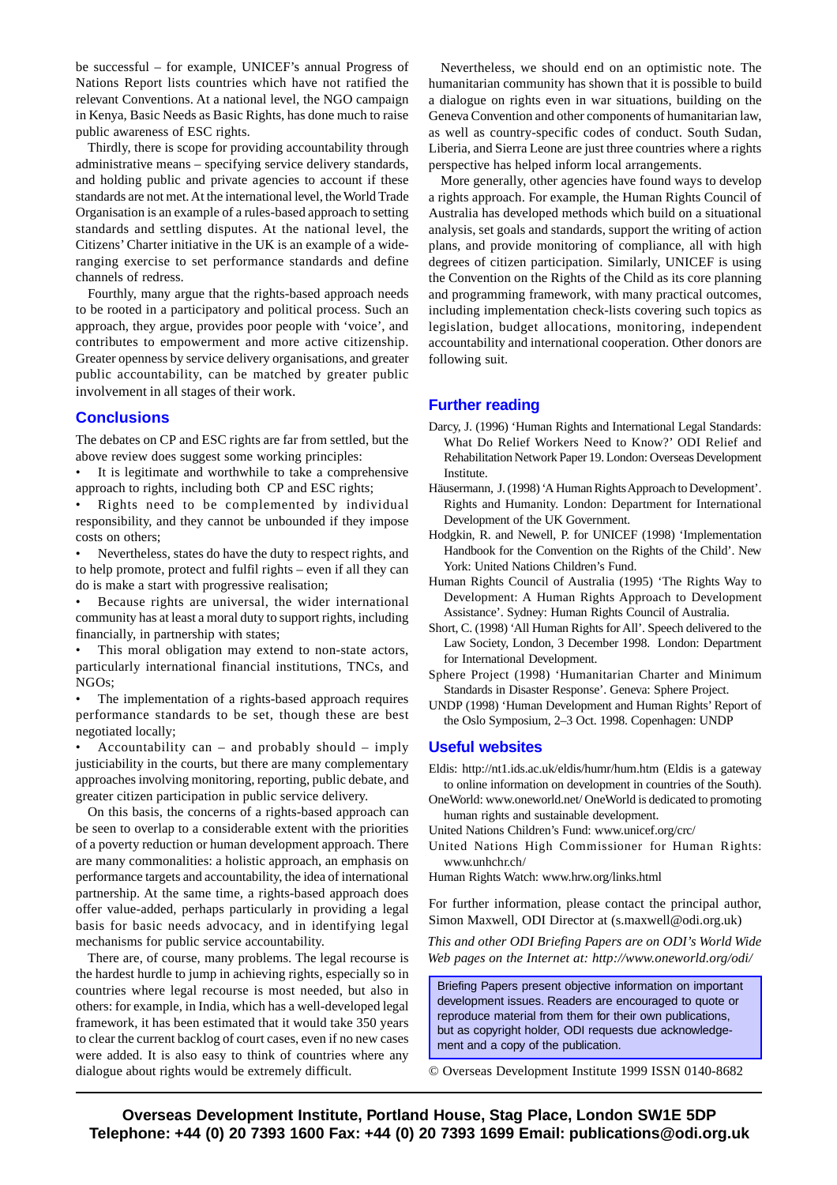be successful – for example, UNICEF's annual Progress of Nations Report lists countries which have not ratified the relevant Conventions. At a national level, the NGO campaign in Kenya, Basic Needs as Basic Rights, has done much to raise public awareness of ESC rights.

Thirdly, there is scope for providing accountability through administrative means – specifying service delivery standards, and holding public and private agencies to account if these standards are not met. At the international level, the World Trade Organisation is an example of a rules-based approach to setting standards and settling disputes. At the national level, the Citizens' Charter initiative in the UK is an example of a wide-ranging exercise to set performance standards and define channels of redress.

Fourthly, many argue that the rights-based approach needs to be rooted in a participatory and political process. Such an approach, they argue, provides poor people with 'voice', and contributes to empowerment and more active citizenship. Greater openness by service delivery organisations, and greater public accountability, can be matched by greater public involvement in all stages of their work.

## Conclusions

The debates on CP and ESC rights are far from settled, but the above review does suggest some working principles:

- It is legitimate and worthwhile to take a comprehensive approach to rights, including both CP and ESC rights;
- Rights need to be complemented by individual responsibility, and they cannot be unbounded if they impose costs on others;
- Nevertheless, states do have the duty to respect rights, and to help promote, protect and fulfil rights – even if all they can do is make a start with progressive realisation;
- Because rights are universal, the wider international community has at least a moral duty to support rights, including financially, in partnership with states;
- This moral obligation may extend to non-state actors, particularly international financial institutions, TNCs, and NGOs;
- The implementation of a rights-based approach requires performance standards to be set, though these are best negotiated locally;
- Accountability can – and probably should – imply justiciability in the courts, but there are many complementary approaches involving monitoring, reporting, public debate, and greater citizen participation in public service delivery.

On this basis, the concerns of a rights-based approach can be seen to overlap to a considerable extent with the priorities of a poverty reduction or human development approach. There are many commonalities: a holistic approach, an emphasis on performance targets and accountability, the idea of international partnership. At the same time, a rights-based approach does offer value-added, perhaps particularly in providing a legal basis for basic needs advocacy, and in identifying legal mechanisms for public service accountability.

There are, of course, many problems. The legal recourse is the hardest hurdle to jump in achieving rights, especially so in countries where legal recourse is most needed, but also in others: for example, in India, which has a well-developed legal framework, it has been estimated that it would take 350 years to clear the current backlog of court cases, even if no new cases were added. It is also easy to think of countries where any dialogue about rights would be extremely difficult.

Nevertheless, we should end on an optimistic note. The humanitarian community has shown that it is possible to build a dialogue on rights even in war situations, building on the Geneva Convention and other components of humanitarian law, as well as country-specific codes of conduct. South Sudan, Liberia, and Sierra Leone are just three countries where a rights perspective has helped inform local arrangements.

More generally, other agencies have found ways to develop a rights approach. For example, the Human Rights Council of Australia has developed methods which build on a situational analysis, set goals and standards, support the writing of action plans, and provide monitoring of compliance, all with high degrees of citizen participation. Similarly, UNICEF is using the Convention on the Rights of the Child as its core planning and programming framework, with many practical outcomes, including implementation check-lists covering such topics as legislation, budget allocations, monitoring, independent accountability and international cooperation. Other donors are following suit.

## Further reading

Darcy, J. (1996) 'Human Rights and International Legal Standards: What Do Relief Workers Need to Know?' ODI Relief and Rehabilitation Network Paper 19. London: Overseas Development Institute.

Häusermann, J. (1998) 'A Human Rights Approach to Development'. Rights and Humanity. London: Department for International Development of the UK Government.

Hodgkin, R. and Newell, P. for UNICEF (1998) 'Implementation Handbook for the Convention on the Rights of the Child'. New York: United Nations Children's Fund.

Human Rights Council of Australia (1995) 'The Rights Way to Development: A Human Rights Approach to Development Assistance'. Sydney: Human Rights Council of Australia.

Short, C. (1998) 'All Human Rights for All'. Speech delivered to the Law Society, London, 3 December 1998. London: Department for International Development.

Sphere Project (1998) 'Humanitarian Charter and Minimum Standards in Disaster Response'. Geneva: Sphere Project.

UNDP (1998) 'Human Development and Human Rights' Report of the Oslo Symposium, 2–3 Oct. 1998. Copenhagen: UNDP

## Useful websites

Eldis: http://nt1.ids.ac.uk/eldis/humr/hum.htm (Eldis is a gateway to online information on development in countries of the South).

OneWorld: www.oneworld.net/ OneWorld is dedicated to promoting human rights and sustainable development.

United Nations Children's Fund: www.unicef.org/crc/

United Nations High Commissioner for Human Rights: www.unhchr.ch/

Human Rights Watch: www.hrw.org/links.html

For further information, please contact the principal author, Simon Maxwell, ODI Director at (s.maxwell@odi.org.uk)

*This and other ODI Briefing Papers are on ODI's World Wide Web pages on the Internet at: http://www.oneworld.org/odi/*

Briefing Papers present objective information on important development issues. Readers are encouraged to quote or reproduce material from them for their own publications, but as copyright holder, ODI requests due acknowledgement and a copy of the publication.

© Overseas Development Institute 1999 ISSN 0140-8682

**Overseas Development Institute, Portland House, Stag Place, London SW1E 5DP**
**Telephone: +44 (0) 20 7393 1600 Fax: +44 (0) 20 7393 1699 Email: publications@odi.org.uk**